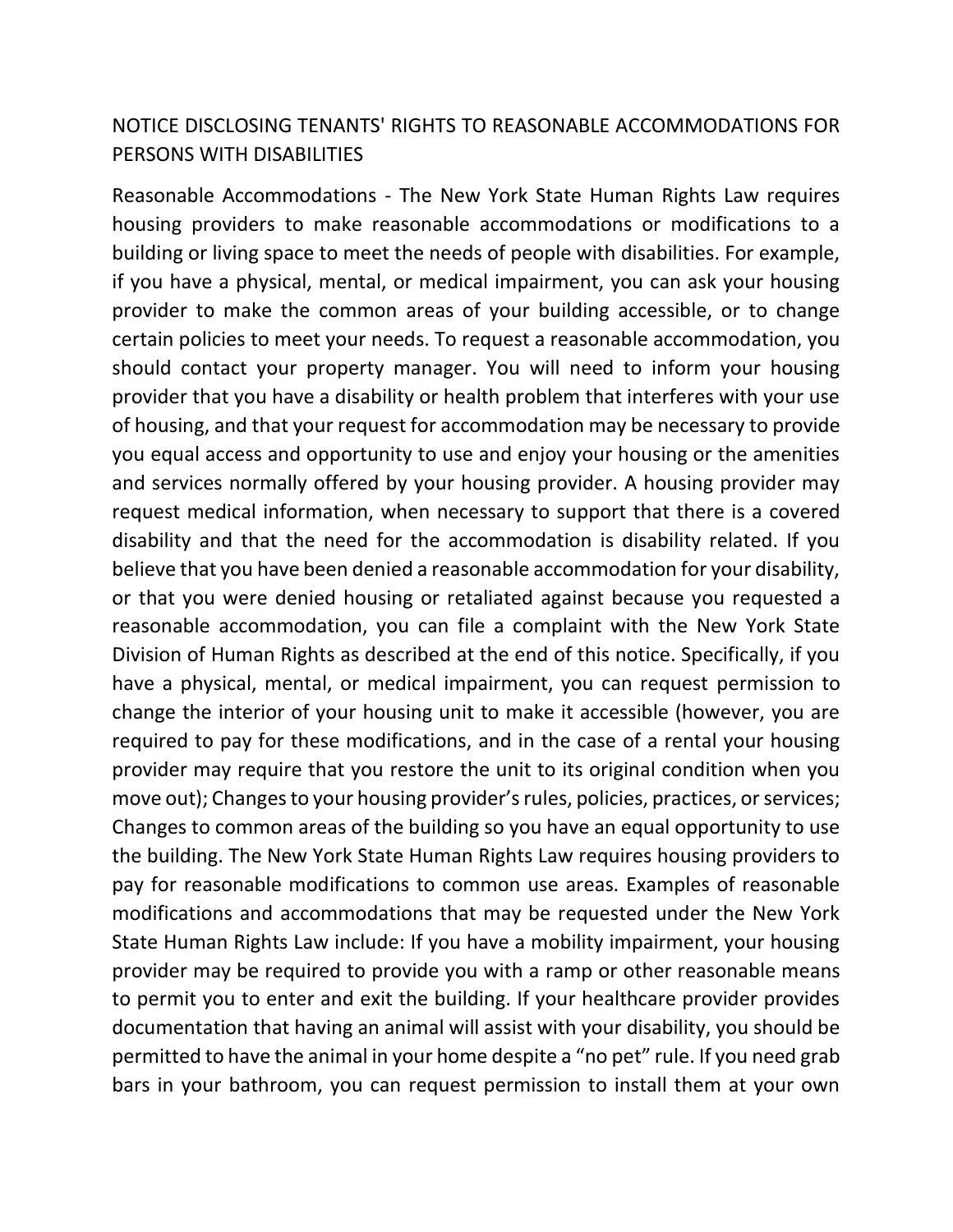# NOTICE DISCLOSING TENANTS' RIGHTS TO REASONABLE ACCOMMODATIONS FOR PERSONS WITH DISABILITIES

Reasonable Accommodations - The New York State Human Rights Law requires housing providers to make reasonable accommodations or modifications to a building or living space to meet the needs of people with disabilities. For example, if you have a physical, mental, or medical impairment, you can ask your housing provider to make the common areas of your building accessible, or to change certain policies to meet your needs. To request a reasonable accommodation, you should contact your property manager. You will need to inform your housing provider that you have a disability or health problem that interferes with your use of housing, and that your request for accommodation may be necessary to provide you equal access and opportunity to use and enjoy your housing or the amenities and services normally offered by your housing provider. A housing provider may request medical information, when necessary to support that there is a covered disability and that the need for the accommodation is disability related. If you believe that you have been denied a reasonable accommodation for your disability, or that you were denied housing or retaliated against because you requested a reasonable accommodation, you can file a complaint with the New York State Division of Human Rights as described at the end of this notice. Specifically, if you have a physical, mental, or medical impairment, you can request permission to change the interior of your housing unit to make it accessible (however, you are required to pay for these modifications, and in the case of a rental your housing provider may require that you restore the unit to its original condition when you move out); Changes to your housing provider's rules, policies, practices, or services; Changes to common areas of the building so you have an equal opportunity to use the building. The New York State Human Rights Law requires housing providers to pay for reasonable modifications to common use areas. Examples of reasonable modifications and accommodations that may be requested under the New York State Human Rights Law include: If you have a mobility impairment, your housing provider may be required to provide you with a ramp or other reasonable means to permit you to enter and exit the building. If your healthcare provider provides documentation that having an animal will assist with your disability, you should be permitted to have the animal in your home despite a "no pet" rule. If you need grab bars in your bathroom, you can request permission to install them at your own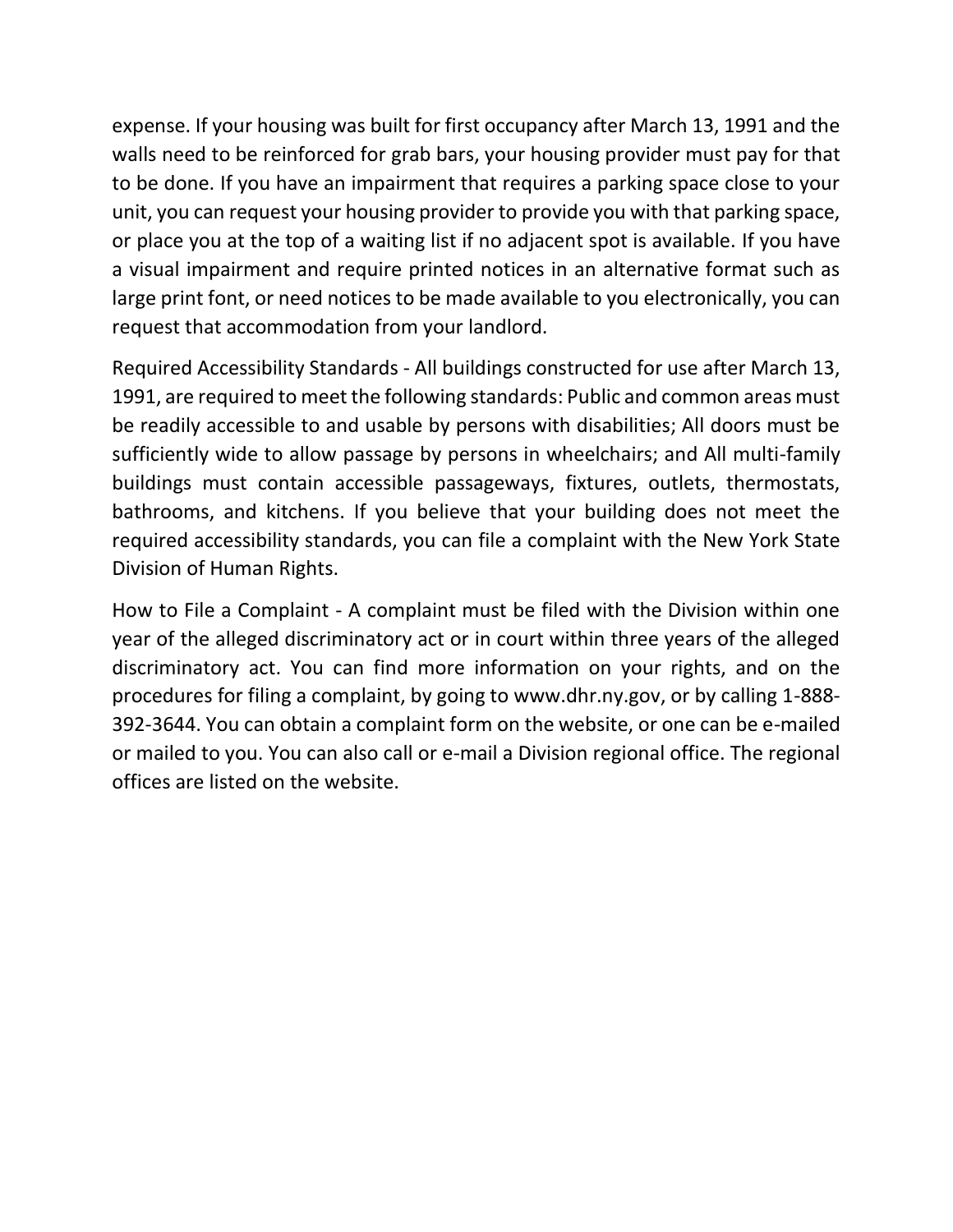expense. If your housing was built for first occupancy after March 13, 1991 and the walls need to be reinforced for grab bars, your housing provider must pay for that to be done. If you have an impairment that requires a parking space close to your unit, you can request your housing provider to provide you with that parking space, or place you at the top of a waiting list if no adjacent spot is available. If you have a visual impairment and require printed notices in an alternative format such as large print font, or need notices to be made available to you electronically, you can request that accommodation from your landlord.

Required Accessibility Standards - All buildings constructed for use after March 13, 1991, are required to meet the following standards: Public and common areas must be readily accessible to and usable by persons with disabilities; All doors must be sufficiently wide to allow passage by persons in wheelchairs; and All multi-family buildings must contain accessible passageways, fixtures, outlets, thermostats, bathrooms, and kitchens. If you believe that your building does not meet the required accessibility standards, you can file a complaint with the New York State Division of Human Rights.

How to File a Complaint - A complaint must be filed with the Division within one year of the alleged discriminatory act or in court within three years of the alleged discriminatory act. You can find more information on your rights, and on the procedures for filing a complaint, by going to www.dhr.ny.gov, or by calling 1-888-392-3644. You can obtain a complaint form on the website, or one can be e-mailed or mailed to you. You can also call or e-mail a Division regional office. The regional offices are listed on the website.